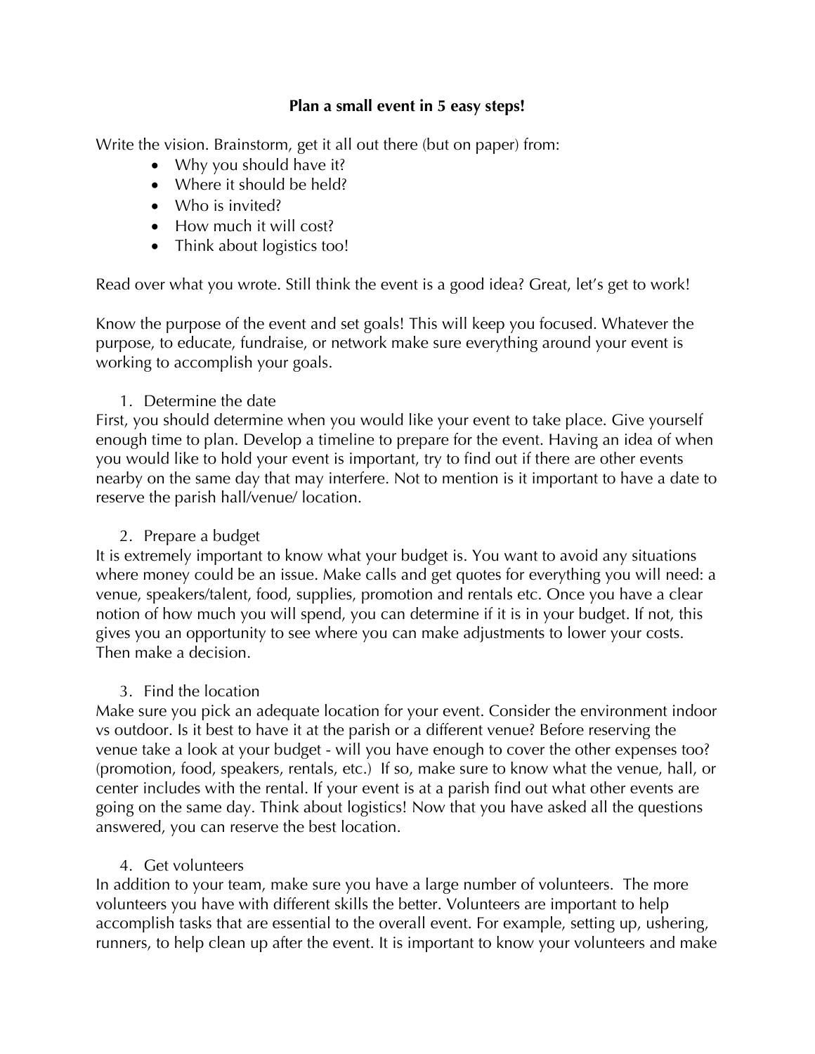# Plan a small event in 5 easy steps!

Write the vision. Brainstorm, get it all out there (but on paper) from:

- Why you should have it?
- Where it should be held?
- Who is invited?
- How much it will cost?
- Think about logistics too!

Read over what you wrote. Still think the event is a good idea? Great, let's get to work!

Know the purpose of the event and set goals! This will keep you focused. Whatever the purpose, to educate, fundraise, or network make sure everything around your event is working to accomplish your goals.

1. Determine the date

First, you should determine when you would like your event to take place. Give yourself enough time to plan. Develop a timeline to prepare for the event. Having an idea of when you would like to hold your event is important, try to find out if there are other events nearby on the same day that may interfere. Not to mention is it important to have a date to reserve the parish hall/venue/ location.

2. Prepare a budget

It is extremely important to know what your budget is. You want to avoid any situations where money could be an issue. Make calls and get quotes for everything you will need: a venue, speakers/talent, food, supplies, promotion and rentals etc. Once you have a clear notion of how much you will spend, you can determine if it is in your budget. If not, this gives you an opportunity to see where you can make adjustments to lower your costs. Then make a decision.

3. Find the location

Make sure you pick an adequate location for your event. Consider the environment indoor vs outdoor. Is it best to have it at the parish or a different venue? Before reserving the venue take a look at your budget - will you have enough to cover the other expenses too? (promotion, food, speakers, rentals, etc.) If so, make sure to know what the venue, hall, or center includes with the rental. If your event is at a parish find out what other events are going on the same day. Think about logistics! Now that you have asked all the questions answered, you can reserve the best location.

4. Get volunteers

In addition to your team, make sure you have a large number of volunteers. The more volunteers you have with different skills the better. Volunteers are important to help accomplish tasks that are essential to the overall event. For example, setting up, ushering, runners, to help clean up after the event. It is important to know your volunteers and make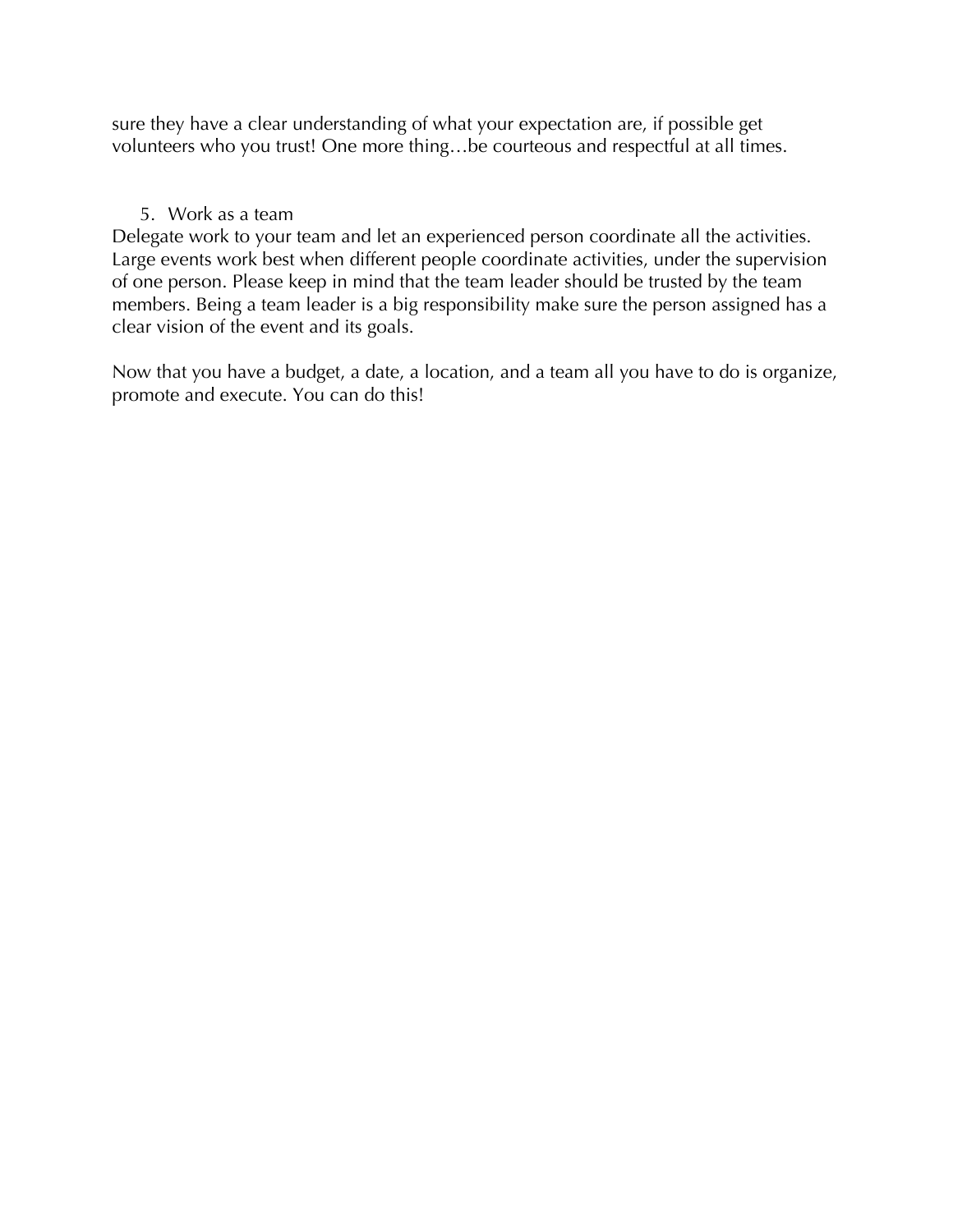sure they have a clear understanding of what your expectation are, if possible get volunteers who you trust! One more thing…be courteous and respectful at all times.

5. Work as a team

Delegate work to your team and let an experienced person coordinate all the activities. Large events work best when different people coordinate activities, under the supervision of one person. Please keep in mind that the team leader should be trusted by the team members. Being a team leader is a big responsibility make sure the person assigned has a clear vision of the event and its goals.

Now that you have a budget, a date, a location, and a team all you have to do is organize, promote and execute. You can do this!